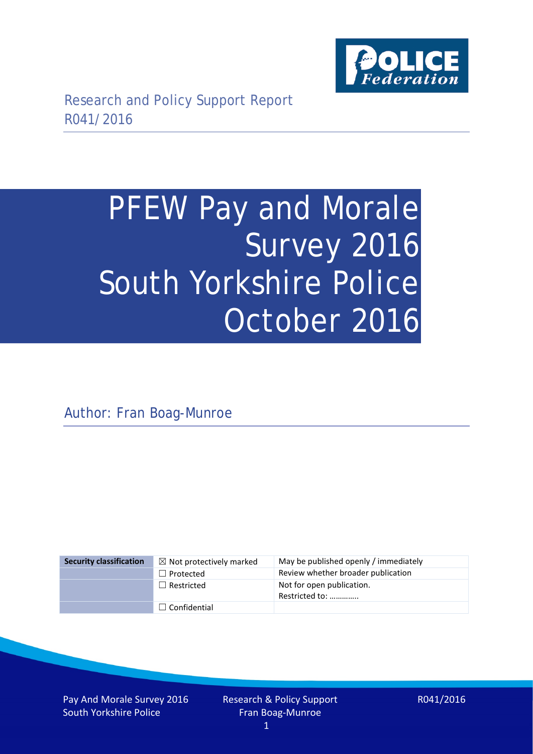Research and Policy Support Report
R041/2016

# PFEW Pay and Morale Survey 2016 South Yorkshire Police October 2016

Author: Fran Boag-Munroe

| Security classification | ☒ Not protectively marked | May be published openly / immediately |
|---|---|---|
| | ☐ Protected | Review whether broader publication |
| | ☐ Restricted | Not for open publication. Restricted to: ………….. |
| | ☐ Confidential | |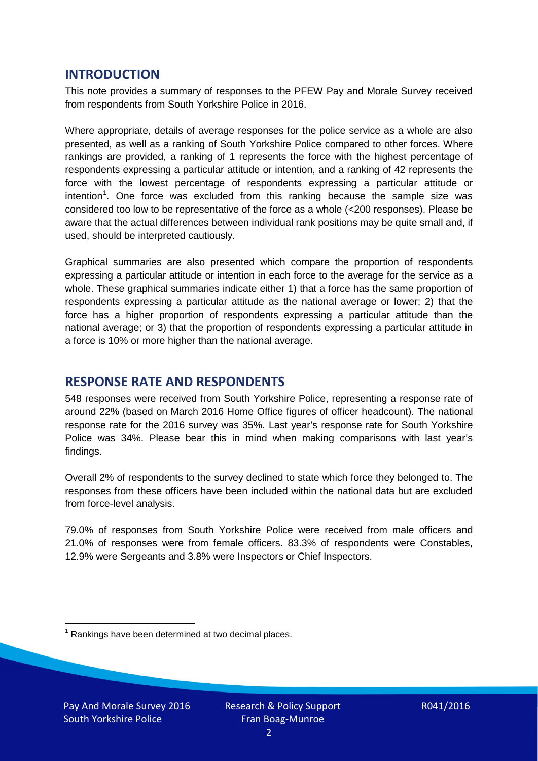## INTRODUCTION

This note provides a summary of responses to the PFEW Pay and Morale Survey received from respondents from South Yorkshire Police in 2016.

Where appropriate, details of average responses for the police service as a whole are also presented, as well as a ranking of South Yorkshire Police compared to other forces. Where rankings are provided, a ranking of 1 represents the force with the highest percentage of respondents expressing a particular attitude or intention, and a ranking of 42 represents the force with the lowest percentage of respondents expressing a particular attitude or intention[1]. One force was excluded from this ranking because the sample size was considered too low to be representative of the force as a whole (<200 responses). Please be aware that the actual differences between individual rank positions may be quite small and, if used, should be interpreted cautiously.

Graphical summaries are also presented which compare the proportion of respondents expressing a particular attitude or intention in each force to the average for the service as a whole. These graphical summaries indicate either 1) that a force has the same proportion of respondents expressing a particular attitude as the national average or lower; 2) that the force has a higher proportion of respondents expressing a particular attitude than the national average; or 3) that the proportion of respondents expressing a particular attitude in a force is 10% or more higher than the national average.

## RESPONSE RATE AND RESPONDENTS

548 responses were received from South Yorkshire Police, representing a response rate of around 22% (based on March 2016 Home Office figures of officer headcount). The national response rate for the 2016 survey was 35%. Last year's response rate for South Yorkshire Police was 34%. Please bear this in mind when making comparisons with last year's findings.

Overall 2% of respondents to the survey declined to state which force they belonged to. The responses from these officers have been included within the national data but are excluded from force-level analysis.

79.0% of responses from South Yorkshire Police were received from male officers and 21.0% of responses were from female officers. 83.3% of respondents were Constables, 12.9% were Sergeants and 3.8% were Inspectors or Chief Inspectors.

[1] Rankings have been determined at two decimal places.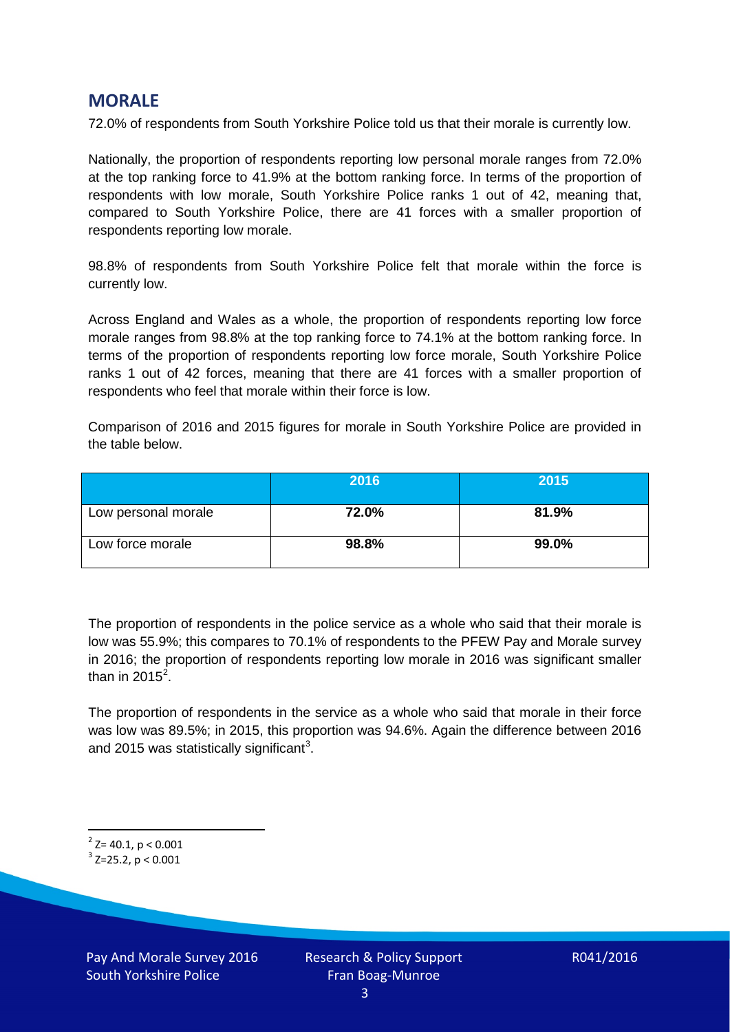## MORALE

72.0% of respondents from South Yorkshire Police told us that their morale is currently low.

Nationally, the proportion of respondents reporting low personal morale ranges from 72.0% at the top ranking force to 41.9% at the bottom ranking force. In terms of the proportion of respondents with low morale, South Yorkshire Police ranks 1 out of 42, meaning that, compared to South Yorkshire Police, there are 41 forces with a smaller proportion of respondents reporting low morale.

98.8% of respondents from South Yorkshire Police felt that morale within the force is currently low.

Across England and Wales as a whole, the proportion of respondents reporting low force morale ranges from 98.8% at the top ranking force to 74.1% at the bottom ranking force. In terms of the proportion of respondents reporting low force morale, South Yorkshire Police ranks 1 out of 42 forces, meaning that there are 41 forces with a smaller proportion of respondents who feel that morale within their force is low.

Comparison of 2016 and 2015 figures for morale in South Yorkshire Police are provided in the table below.

| | 2016 | 2015 |
|---|---|---|
| Low personal morale | **72.0%** | **81.9%** |
| Low force morale | **98.8%** | **99.0%** |

The proportion of respondents in the police service as a whole who said that their morale is low was 55.9%; this compares to 70.1% of respondents to the PFEW Pay and Morale survey in 2016; the proportion of respondents reporting low morale in 2016 was significant smaller than in 2015[2].

The proportion of respondents in the service as a whole who said that morale in their force was low was 89.5%; in 2015, this proportion was 94.6%. Again the difference between 2016 and 2015 was statistically significant[3].

[2] $Z= 40.1, p < 0.001$

[3] $Z=25.2, p < 0.001$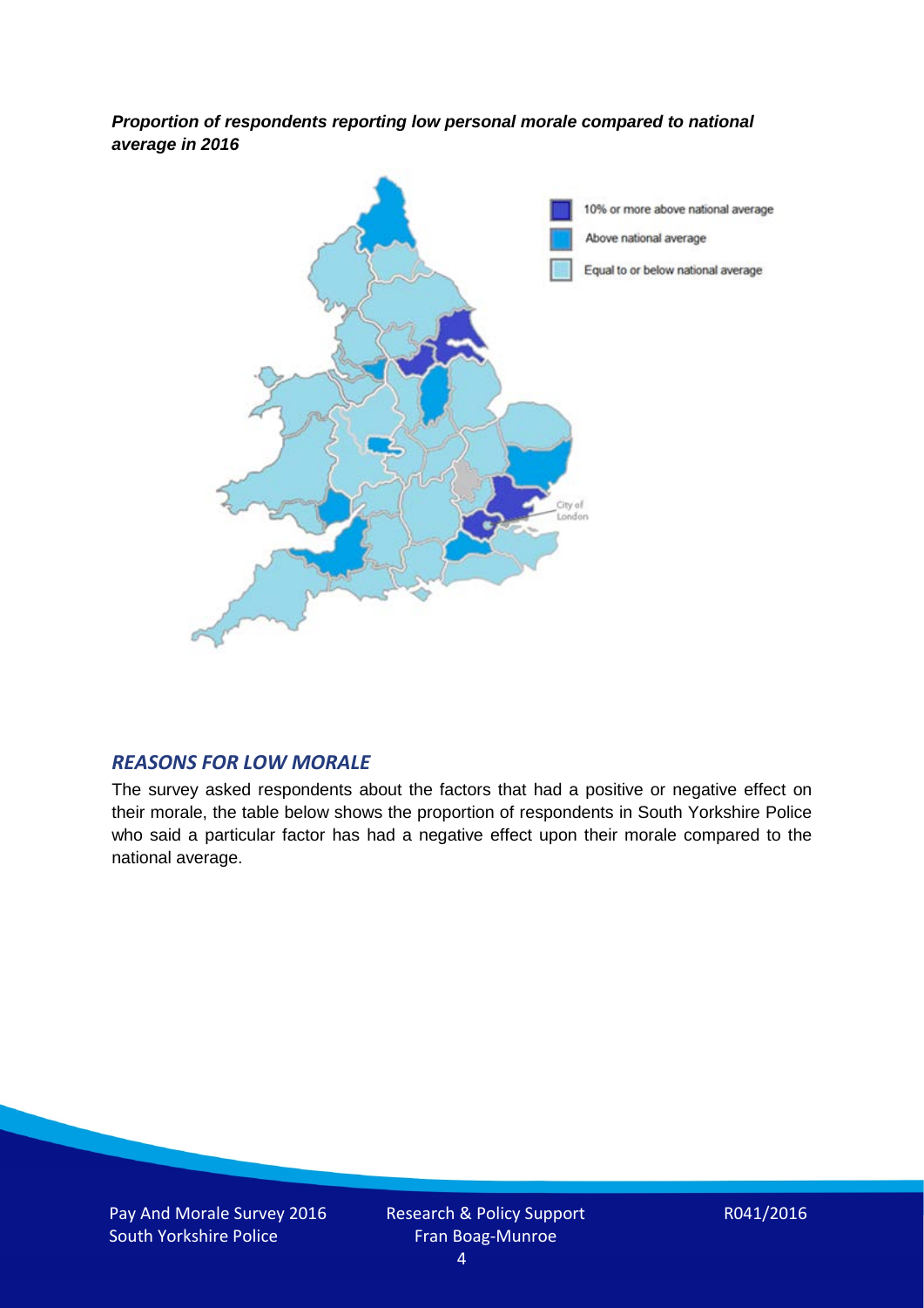***Proportion of respondents reporting low personal morale compared to national average in 2016***

## *REASONS FOR LOW MORALE*

The survey asked respondents about the factors that had a positive or negative effect on their morale, the table below shows the proportion of respondents in South Yorkshire Police who said a particular factor has had a negative effect upon their morale compared to the national average.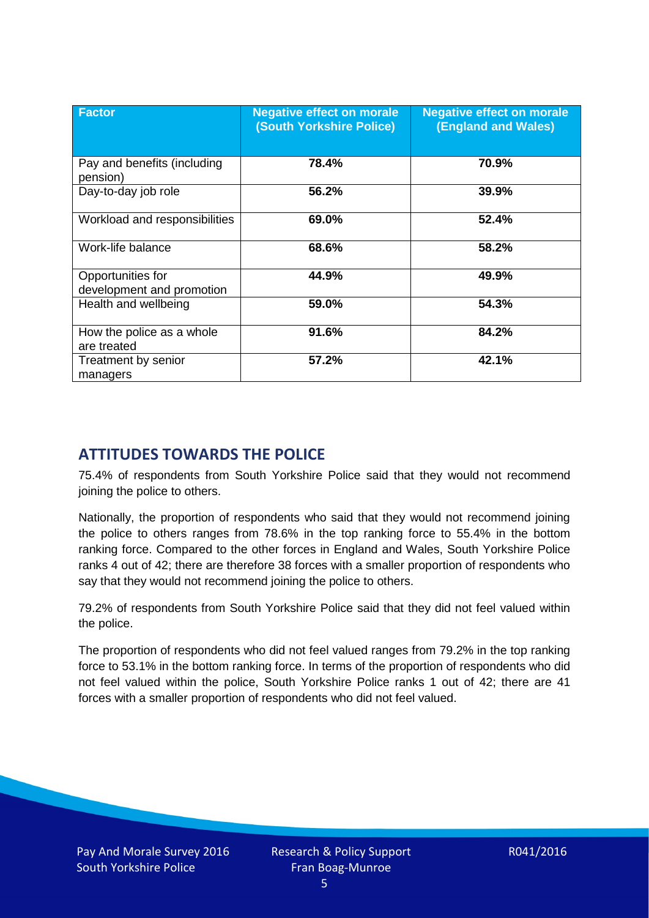| Factor | Negative effect on morale (South Yorkshire Police) | Negative effect on morale (England and Wales) |
|---|---|---|
| Pay and benefits (including pension) | **78.4%** | **70.9%** |
| Day-to-day job role | **56.2%** | **39.9%** |
| Workload and responsibilities | **69.0%** | **52.4%** |
| Work-life balance | **68.6%** | **58.2%** |
| Opportunities for development and promotion | **44.9%** | **49.9%** |
| Health and wellbeing | **59.0%** | **54.3%** |
| How the police as a whole are treated | **91.6%** | **84.2%** |
| Treatment by senior managers | **57.2%** | **42.1%** |

## ATTITUDES TOWARDS THE POLICE

75.4% of respondents from South Yorkshire Police said that they would not recommend joining the police to others.

Nationally, the proportion of respondents who said that they would not recommend joining the police to others ranges from 78.6% in the top ranking force to 55.4% in the bottom ranking force. Compared to the other forces in England and Wales, South Yorkshire Police ranks 4 out of 42; there are therefore 38 forces with a smaller proportion of respondents who say that they would not recommend joining the police to others.

79.2% of respondents from South Yorkshire Police said that they did not feel valued within the police.

The proportion of respondents who did not feel valued ranges from 79.2% in the top ranking force to 53.1% in the bottom ranking force. In terms of the proportion of respondents who did not feel valued within the police, South Yorkshire Police ranks 1 out of 42; there are 41 forces with a smaller proportion of respondents who did not feel valued.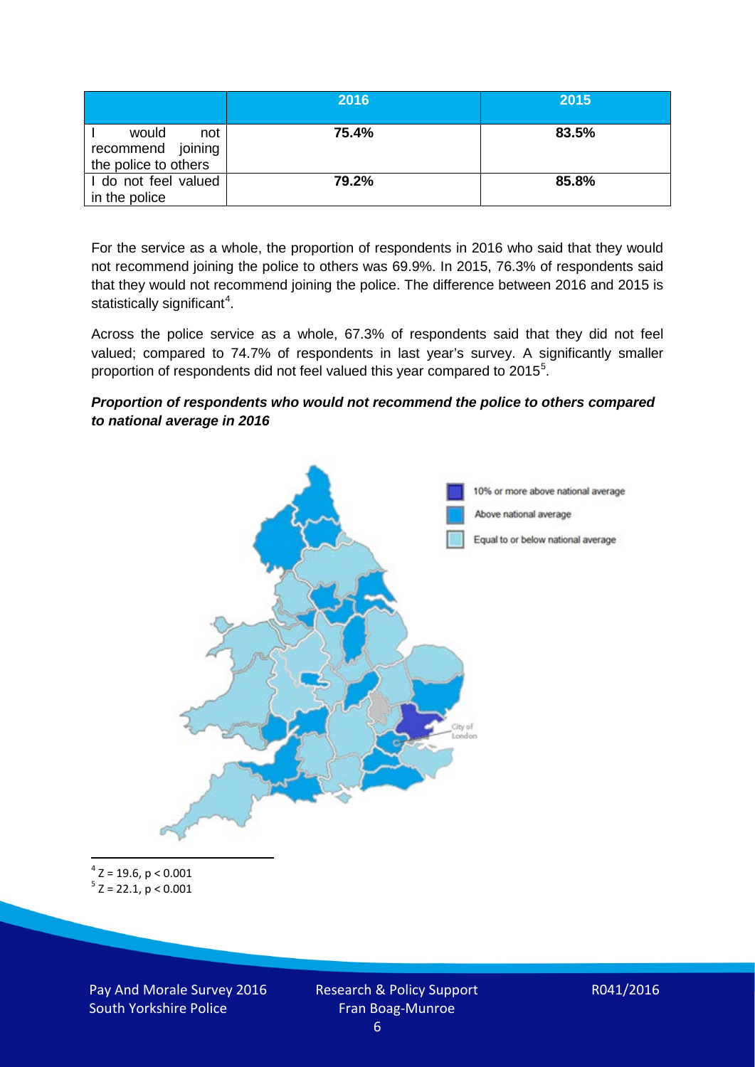| | 2016 | 2015 |
|---|---|---|
| I would not recommend joining the police to others | **75.4%** | **83.5%** |
| I do not feel valued in the police | **79.2%** | **85.8%** |

For the service as a whole, the proportion of respondents in 2016 who said that they would not recommend joining the police to others was 69.9%. In 2015, 76.3% of respondents said that they would not recommend joining the police. The difference between 2016 and 2015 is statistically significant[4].

Across the police service as a whole, 67.3% of respondents said that they did not feel valued; compared to 74.7% of respondents in last year's survey. A significantly smaller proportion of respondents did not feel valued this year compared to 2015[5].

***Proportion of respondents who would not recommend the police to others compared to national average in 2016***

10% or more above national average

Above national average

Equal to or below national average

City of London

[4] $Z = 19.6$, $p < 0.001$

[5] $Z = 22.1$, $p < 0.001$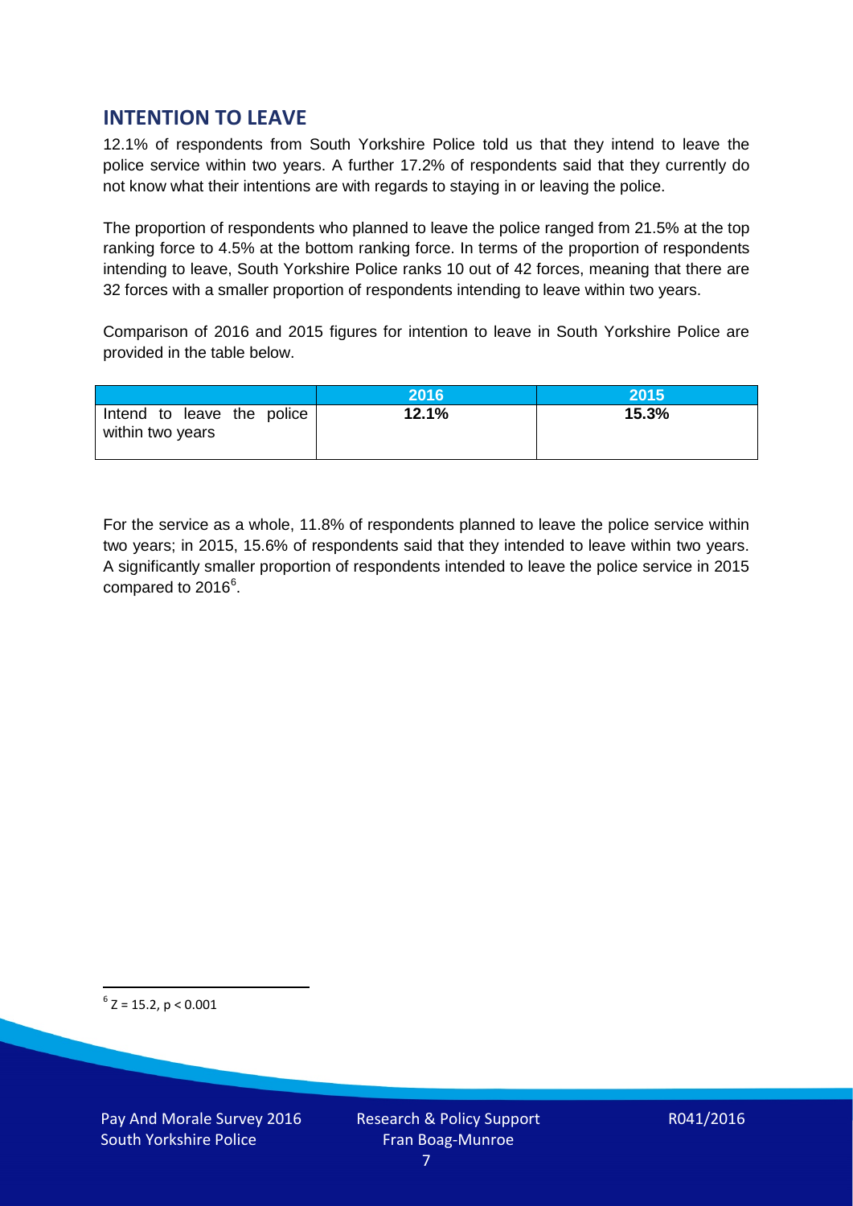## INTENTION TO LEAVE

12.1% of respondents from South Yorkshire Police told us that they intend to leave the police service within two years. A further 17.2% of respondents said that they currently do not know what their intentions are with regards to staying in or leaving the police.

The proportion of respondents who planned to leave the police ranged from 21.5% at the top ranking force to 4.5% at the bottom ranking force. In terms of the proportion of respondents intending to leave, South Yorkshire Police ranks 10 out of 42 forces, meaning that there are 32 forces with a smaller proportion of respondents intending to leave within two years.

Comparison of 2016 and 2015 figures for intention to leave in South Yorkshire Police are provided in the table below.

| | 2016 | 2015 |
|---|---|---|
| Intend to leave the police within two years | **12.1%** | **15.3%** |

For the service as a whole, 11.8% of respondents planned to leave the police service within two years; in 2015, 15.6% of respondents said that they intended to leave within two years. A significantly smaller proportion of respondents intended to leave the police service in 2015 compared to 2016[6].

[6] $Z = 15.2$, $p < 0.001$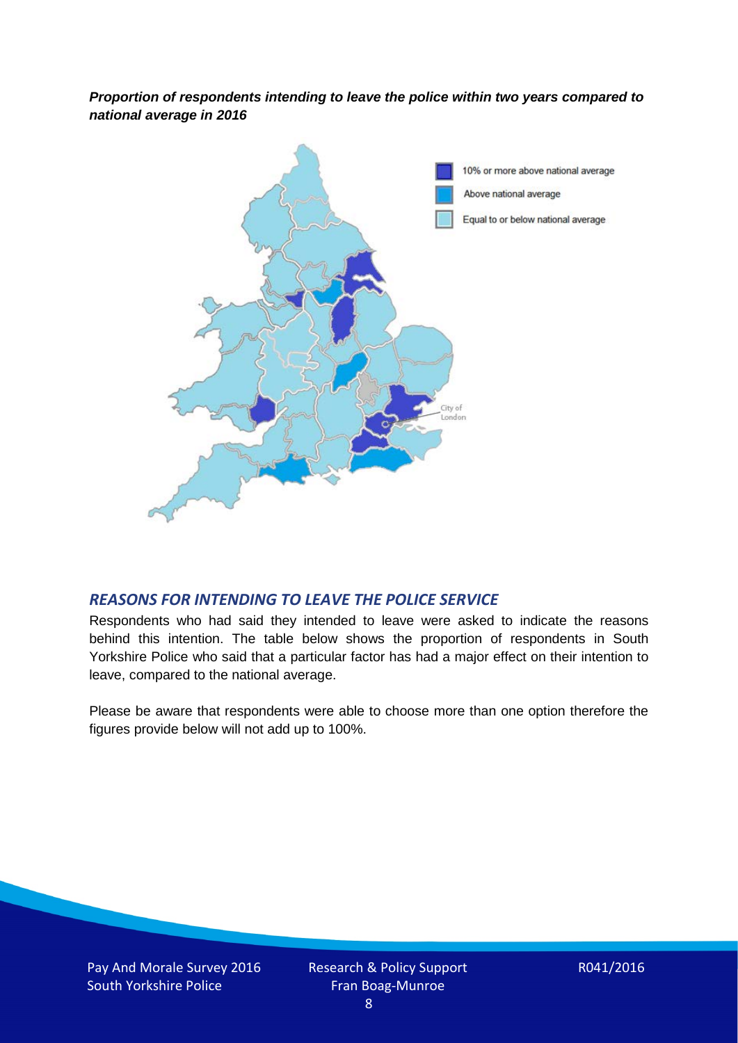***Proportion of respondents intending to leave the police within two years compared to national average in 2016***

10% or more above national average

Above national average

Equal to or below national average

City of London

## *REASONS FOR INTENDING TO LEAVE THE POLICE SERVICE*

Respondents who had said they intended to leave were asked to indicate the reasons behind this intention. The table below shows the proportion of respondents in South Yorkshire Police who said that a particular factor has had a major effect on their intention to leave, compared to the national average.

Please be aware that respondents were able to choose more than one option therefore the figures provide below will not add up to 100%.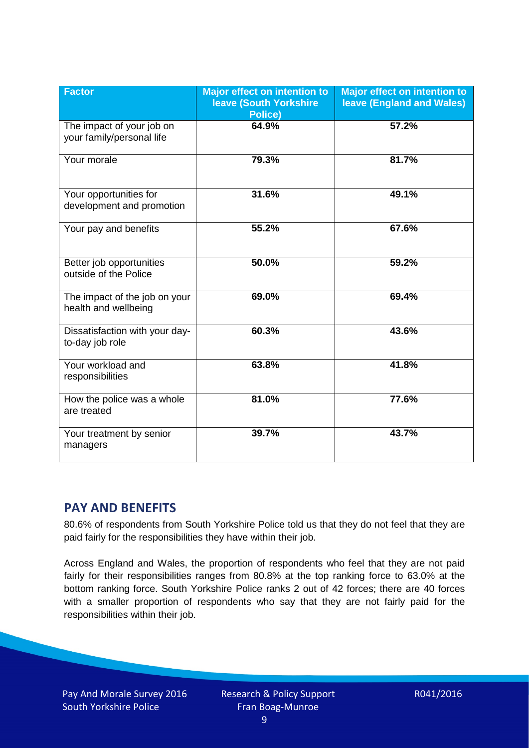| Factor | Major effect on intention to leave (South Yorkshire Police) | Major effect on intention to leave (England and Wales) |
|---|---|---|
| The impact of your job on your family/personal life | 64.9% | 57.2% |
| Your morale | 79.3% | 81.7% |
| Your opportunities for development and promotion | 31.6% | 49.1% |
| Your pay and benefits | 55.2% | 67.6% |
| Better job opportunities outside of the Police | 50.0% | 59.2% |
| The impact of the job on your health and wellbeing | 69.0% | 69.4% |
| Dissatisfaction with your day-to-day job role | 60.3% | 43.6% |
| Your workload and responsibilities | 63.8% | 41.8% |
| How the police was a whole are treated | 81.0% | 77.6% |
| Your treatment by senior managers | 39.7% | 43.7% |

## PAY AND BENEFITS

80.6% of respondents from South Yorkshire Police told us that they do not feel that they are paid fairly for the responsibilities they have within their job.

Across England and Wales, the proportion of respondents who feel that they are not paid fairly for their responsibilities ranges from 80.8% at the top ranking force to 63.0% at the bottom ranking force. South Yorkshire Police ranks 2 out of 42 forces; there are 40 forces with a smaller proportion of respondents who say that they are not fairly paid for the responsibilities within their job.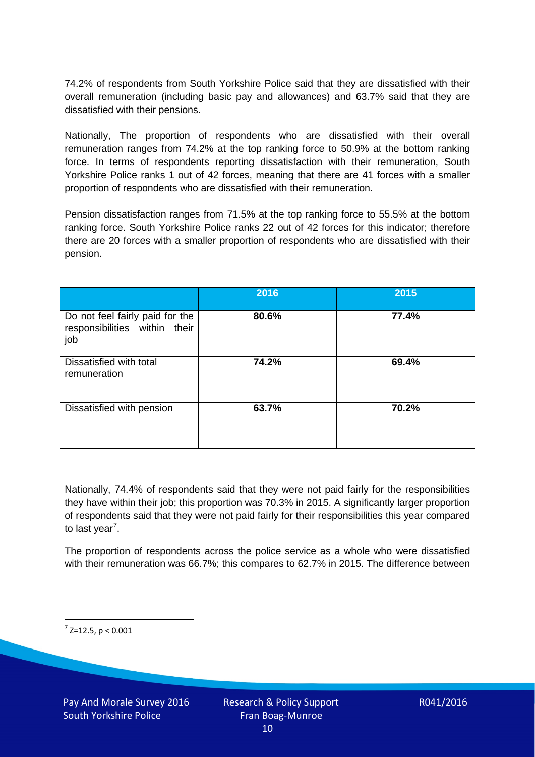74.2% of respondents from South Yorkshire Police said that they are dissatisfied with their overall remuneration (including basic pay and allowances) and 63.7% said that they are dissatisfied with their pensions.

Nationally, The proportion of respondents who are dissatisfied with their overall remuneration ranges from 74.2% at the top ranking force to 50.9% at the bottom ranking force. In terms of respondents reporting dissatisfaction with their remuneration, South Yorkshire Police ranks 1 out of 42 forces, meaning that there are 41 forces with a smaller proportion of respondents who are dissatisfied with their remuneration.

Pension dissatisfaction ranges from 71.5% at the top ranking force to 55.5% at the bottom ranking force. South Yorkshire Police ranks 22 out of 42 forces for this indicator; therefore there are 20 forces with a smaller proportion of respondents who are dissatisfied with their pension.

| | 2016 | 2015 |
|---|---|---|
| Do not feel fairly paid for the responsibilities within their job | **80.6%** | **77.4%** |
| Dissatisfied with total remuneration | **74.2%** | **69.4%** |
| Dissatisfied with pension | **63.7%** | **70.2%** |

Nationally, 74.4% of respondents said that they were not paid fairly for the responsibilities they have within their job; this proportion was 70.3% in 2015. A significantly larger proportion of respondents said that they were not paid fairly for their responsibilities this year compared to last year[7].

The proportion of respondents across the police service as a whole who were dissatisfied with their remuneration was 66.7%; this compares to 62.7% in 2015. The difference between

[7] $Z=12.5$, $p < 0.001$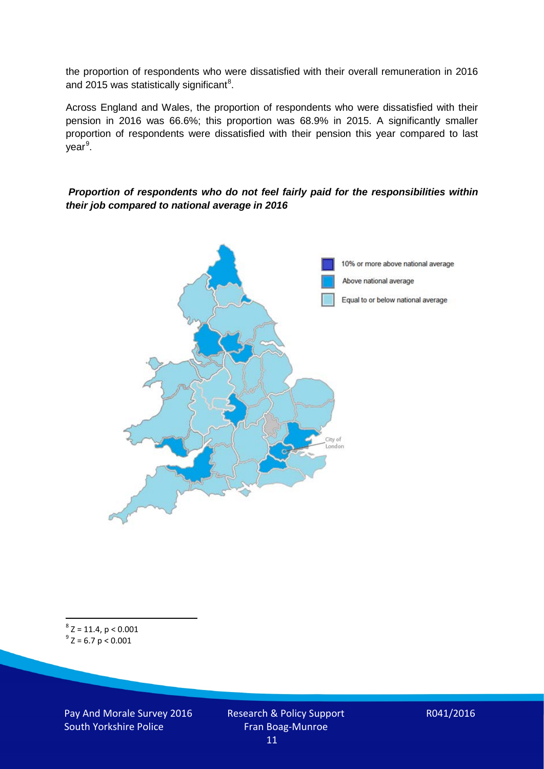the proportion of respondents who were dissatisfied with their overall remuneration in 2016 and 2015 was statistically significant[8].

Across England and Wales, the proportion of respondents who were dissatisfied with their pension in 2016 was 66.6%; this proportion was 68.9% in 2015. A significantly smaller proportion of respondents were dissatisfied with their pension this year compared to last year[9].

***Proportion of respondents who do not feel fairly paid for the responsibilities within their job compared to national average in 2016***

[8] $Z = 11.4$, $p < 0.001$

[9] $Z = 6.7$ $p < 0.001$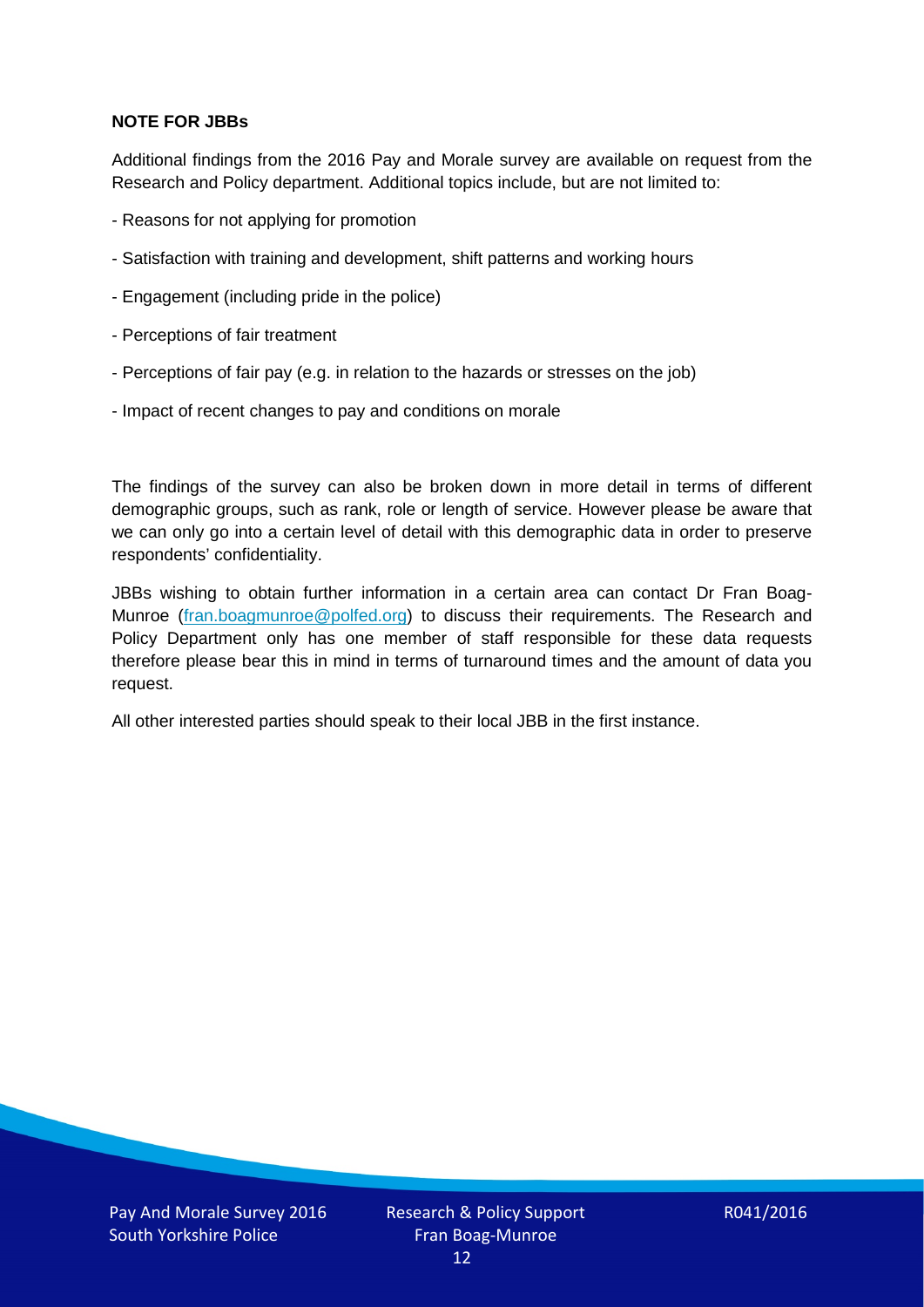**NOTE FOR JBBs**

Additional findings from the 2016 Pay and Morale survey are available on request from the Research and Policy department. Additional topics include, but are not limited to:

- Reasons for not applying for promotion
- Satisfaction with training and development, shift patterns and working hours
- Engagement (including pride in the police)
- Perceptions of fair treatment
- Perceptions of fair pay (e.g. in relation to the hazards or stresses on the job)
- Impact of recent changes to pay and conditions on morale

The findings of the survey can also be broken down in more detail in terms of different demographic groups, such as rank, role or length of service. However please be aware that we can only go into a certain level of detail with this demographic data in order to preserve respondents' confidentiality.

JBBs wishing to obtain further information in a certain area can contact Dr Fran Boag-Munroe (fran.boagmunroe@polfed.org) to discuss their requirements. The Research and Policy Department only has one member of staff responsible for these data requests therefore please bear this in mind in terms of turnaround times and the amount of data you request.

All other interested parties should speak to their local JBB in the first instance.